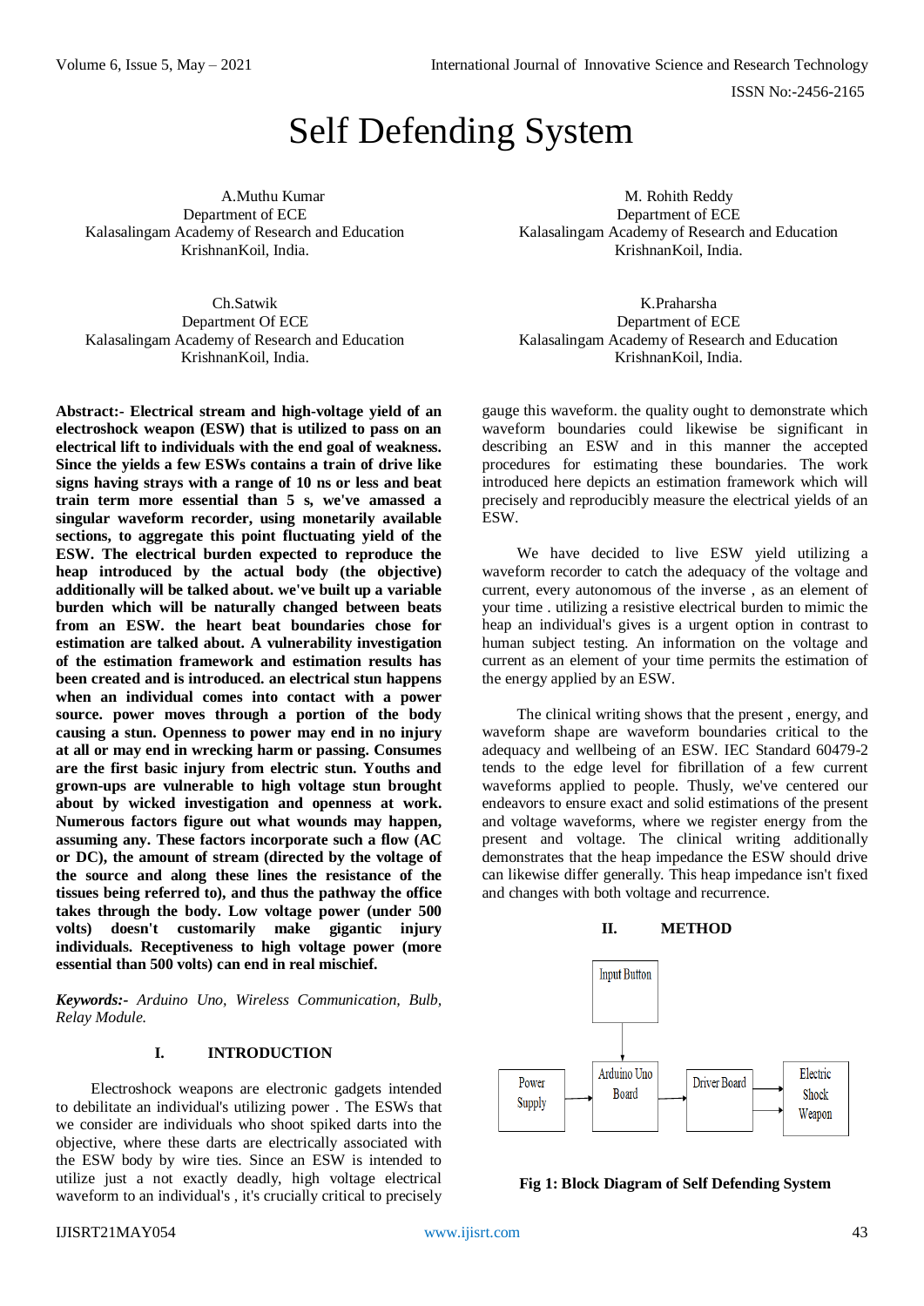# Self Defending System

A.Muthu Kumar
Department of ECE
Kalasalingam Academy of Research and Education
KrishnanKoil, India.

M. Rohith Reddy
Department of ECE
Kalasalingam Academy of Research and Education
KrishnanKoil, India.

Ch.Satwik
Department Of ECE
Kalasalingam Academy of Research and Education
KrishnanKoil, India.

K.Praharsha
Department of ECE
Kalasalingam Academy of Research and Education
KrishnanKoil, India.

**Abstract:- Electrical stream and high-voltage yield of an electroshock weapon (ESW) that is utilized to pass on an electrical lift to individuals with the end goal of weakness. Since the yields a few ESWs contains a train of drive like signs having strays with a range of 10 ns or less and beat train term more essential than 5 s, we've amassed a singular waveform recorder, using monetarily available sections, to aggregate this point fluctuating yield of the ESW. The electrical burden expected to reproduce the heap introduced by the actual body (the objective) additionally will be talked about. we've built up a variable burden which will be naturally changed between beats from an ESW. the heart beat boundaries chose for estimation are talked about. A vulnerability investigation of the estimation framework and estimation results has been created and is introduced. an electrical stun happens when an individual comes into contact with a power source. power moves through a portion of the body causing a stun. Openness to power may end in no injury at all or may end in wrecking harm or passing. Consumes are the first basic injury from electric stun. Youths and grown-ups are vulnerable to high voltage stun brought about by wicked investigation and openness at work. Numerous factors figure out what wounds may happen, assuming any. These factors incorporate such a flow (AC or DC), the amount of stream (directed by the voltage of the source and along these lines the resistance of the tissues being referred to), and thus the pathway the office takes through the body. Low voltage power (under 500 volts) doesn't customarily make gigantic injury individuals. Receptiveness to high voltage power (more essential than 500 volts) can end in real mischief.**

***Keywords:-*** *Arduino Uno, Wireless Communication, Bulb, Relay Module.*

## I. INTRODUCTION

Electroshock weapons are electronic gadgets intended to debilitate an individual's utilizing power . The ESWs that we consider are individuals who shoot spiked darts into the objective, where these darts are electrically associated with the ESW body by wire ties. Since an ESW is intended to utilize just a not exactly deadly, high voltage electrical waveform to an individual's , it's crucially critical to precisely gauge this waveform. the quality ought to demonstrate which waveform boundaries could likewise be significant in describing an ESW and in this manner the accepted procedures for estimating these boundaries. The work introduced here depicts an estimation framework which will precisely and reproducibly measure the electrical yields of an ESW.

We have decided to live ESW yield utilizing a waveform recorder to catch the adequacy of the voltage and current, every autonomous of the inverse , as an element of your time . utilizing a resistive electrical burden to mimic the heap an individual's gives is a urgent option in contrast to human subject testing. An information on the voltage and current as an element of your time permits the estimation of the energy applied by an ESW.

The clinical writing shows that the present , energy, and waveform shape are waveform boundaries critical to the adequacy and wellbeing of an ESW. IEC Standard 60479-2 tends to the edge level for fibrillation of a few current waveforms applied to people. Thusly, we've centered our endeavors to ensure exact and solid estimations of the present and voltage waveforms, where we register energy from the present and voltage. The clinical writing additionally demonstrates that the heap impedance the ESW should drive can likewise differ generally. This heap impedance isn't fixed and changes with both voltage and recurrence.

## II. METHOD

Input Button → Arduino Uno Board; Power Supply → Arduino Uno Board → Driver Board → Electric Shock Weapon

**Fig 1: Block Diagram of Self Defending System**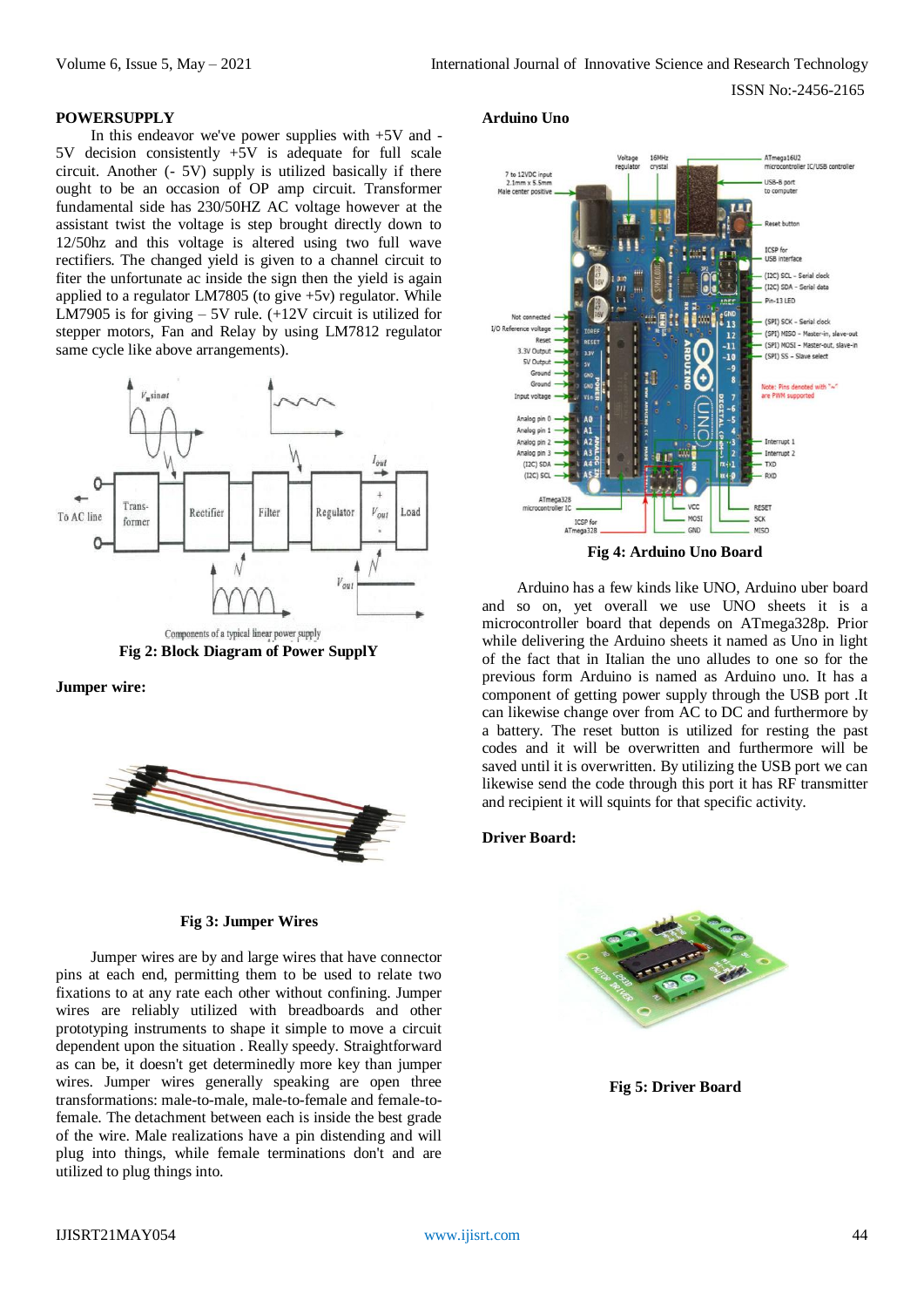## POWERSUPPLY

In this endeavor we've power supplies with +5V and -5V decision consistently +5V is adequate for full scale circuit. Another (- 5V) supply is utilized basically if there ought to be an occasion of OP amp circuit. Transformer fundamental side has 230/50HZ AC voltage however at the assistant twist the voltage is step brought directly down to 12/50hz and this voltage is altered using two full wave rectifiers. The changed yield is given to a channel circuit to fiter the unfortunate ac inside the sign then the yield is again applied to a regulator LM7805 (to give +5v) regulator. While LM7905 is for giving – 5V rule. (+12V circuit is utilized for stepper motors, Fan and Relay by using LM7812 regulator same cycle like above arrangements).

Fig 2: Block Diagram of Power SupplY

### Jumper wire:

Fig 3: Jumper Wires

Jumper wires are by and large wires that have connector pins at each end, permitting them to be used to relate two fixations to at any rate each other without confining. Jumper wires are reliably utilized with breadboards and other prototyping instruments to make it simple to move a circuit dependent upon the situation . Really speedy. Straightforward as can be, it doesn't get determinedly more key than jumper wires. Jumper wires generally speaking are open three transformations: male-to-male, male-to-female and female-to-female. The detachment between each is inside the best grade of the wire. Male realizations have a pin distending and will plug into things, while female terminations don't and are utilized to plug things into.

### Arduino Uno

Fig 4: Arduino Uno Board

Arduino has a few kinds like UNO, Arduino uber board and so on, yet overall we use UNO sheets it is a microcontroller board that depends on ATmega328p. Prior while delivering the Arduino sheets it named as Uno in light of the fact that in Italian the uno alludes to one so for the previous form Arduino is named as Arduino uno. It has a component of getting power supply through the USB port .It can likewise change over from AC to DC and furthermore by a battery. The reset button is utilized for resting the past codes and it will be overwritten and furthermore will be saved until it is overwritten. By utilizing the USB port we can likewise send the code through this port it has RF transmitter and recipient it will squints for that specific activity.

### Driver Board:

Fig 5: Driver Board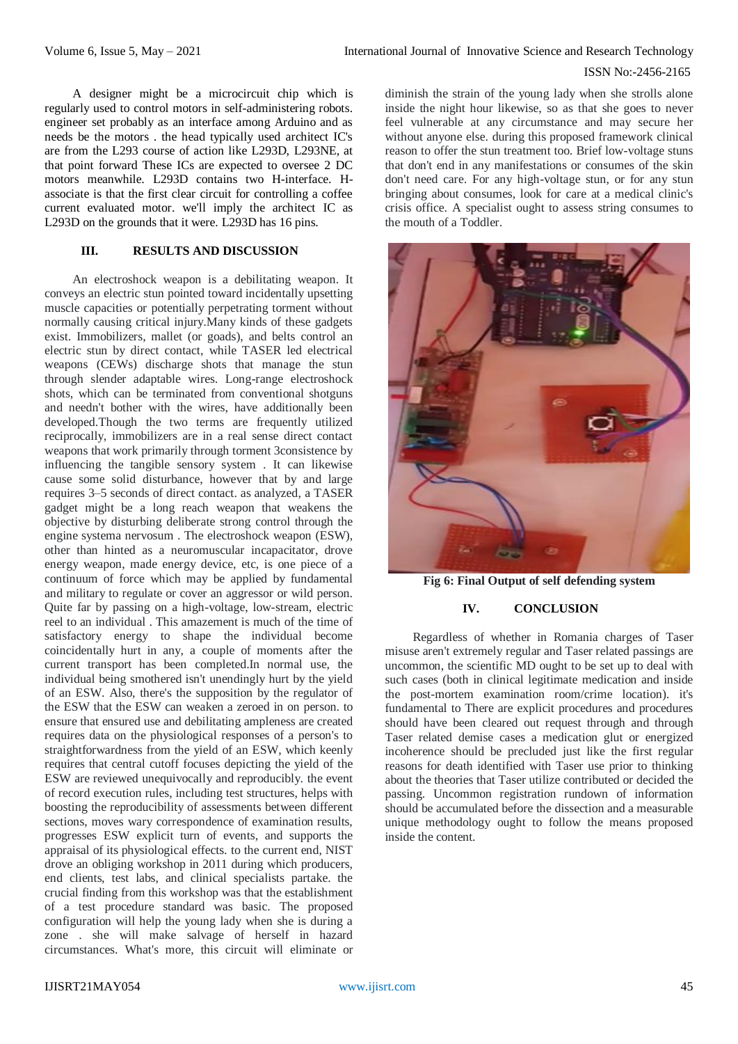A designer might be a microcircuit chip which is regularly used to control motors in self-administering robots. engineer set probably as an interface among Arduino and as needs be the motors . the head typically used architect IC's are from the L293 course of action like L293D, L293NE, at that point forward These ICs are expected to oversee 2 DC motors meanwhile. L293D contains two H-interface. H-associate is that the first clear circuit for controlling a coffee current evaluated motor. we'll imply the architect IC as L293D on the grounds that it were. L293D has 16 pins.

## III. RESULTS AND DISCUSSION

An electroshock weapon is a debilitating weapon. It conveys an electric stun pointed toward incidentally upsetting muscle capacities or potentially perpetrating torment without normally causing critical injury.Many kinds of these gadgets exist. Immobilizers, mallet (or goads), and belts control an electric stun by direct contact, while TASER led electrical weapons (CEWs) discharge shots that manage the stun through slender adaptable wires. Long-range electroshock shots, which can be terminated from conventional shotguns and needn't bother with the wires, have additionally been developed.Though the two terms are frequently utilized reciprocally, immobilizers are in a real sense direct contact weapons that work primarily through torment 3consistence by influencing the tangible sensory system . It can likewise cause some solid disturbance, however that by and large requires 3–5 seconds of direct contact. as analyzed, a TASER gadget might be a long reach weapon that weakens the objective by disturbing deliberate strong control through the engine systema nervosum . The electroshock weapon (ESW), other than hinted as a neuromuscular incapacitator, drove energy weapon, made energy device, etc, is one piece of a continuum of force which may be applied by fundamental and military to regulate or cover an aggressor or wild person. Quite far by passing on a high-voltage, low-stream, electric reel to an individual . This amazement is much of the time of satisfactory energy to shape the individual become coincidentally hurt in any, a couple of moments after the current transport has been completed.In normal use, the individual being smothered isn't unendingly hurt by the yield of an ESW. Also, there's the supposition by the regulator of the ESW that the ESW can weaken a zeroed in on person. to ensure that ensured use and debilitating ampleness are created requires data on the physiological responses of a person's to straightforwardness from the yield of an ESW, which keenly requires that central cutoff focuses depicting the yield of the ESW are reviewed unequivocally and reproducibly. the event of record execution rules, including test structures, helps with boosting the reproducibility of assessments between different sections, moves wary correspondence of examination results, progresses ESW explicit turn of events, and supports the appraisal of its physiological effects. to the current end, NIST drove an obliging workshop in 2011 during which producers, end clients, test labs, and clinical specialists partake. the crucial finding from this workshop was that the establishment of a test procedure standard was basic. The proposed configuration will help the young lady when she is during a zone . she will make salvage of herself in hazard circumstances. What's more, this circuit will eliminate or diminish the strain of the young lady when she strolls alone inside the night hour likewise, so as that she goes to never feel vulnerable at any circumstance and may secure her without anyone else. during this proposed framework clinical reason to offer the stun treatment too. Brief low-voltage stuns that don't end in any manifestations or consumes of the skin don't need care. For any high-voltage stun, or for any stun bringing about consumes, look for care at a medical clinic's crisis office. A specialist ought to assess string consumes to the mouth of a Toddler.

**Fig 6: Final Output of self defending system**

## IV. CONCLUSION

Regardless of whether in Romania charges of Taser misuse aren't extremely regular and Taser related passings are uncommon, the scientific MD ought to be set up to deal with such cases (both in clinical legitimate medication and inside the post-mortem examination room/crime location). it's fundamental to There are explicit procedures and procedures should have been cleared out request through and through Taser related demise cases a medication glut or energized incoherence should be precluded just like the first regular reasons for death identified with Taser use prior to thinking about the theories that Taser utilize contributed or decided the passing. Uncommon registration rundown of information should be accumulated before the dissection and a measurable unique methodology ought to follow the means proposed inside the content.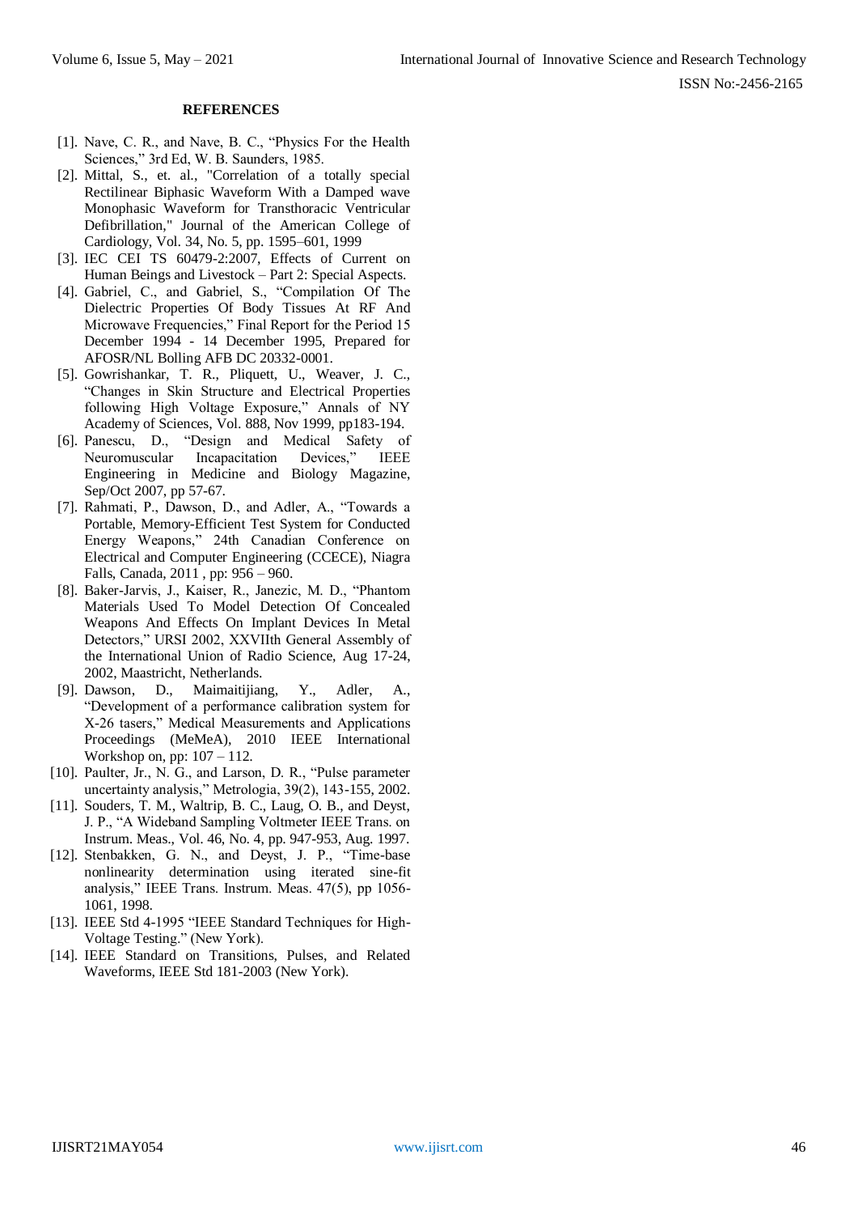## REFERENCES

[1]. Nave, C. R., and Nave, B. C., “Physics For the Health Sciences,” 3rd Ed, W. B. Saunders, 1985.

[2]. Mittal, S., et. al., "Correlation of a totally special Rectilinear Biphasic Waveform With a Damped wave Monophasic Waveform for Transthoracic Ventricular Defibrillation," Journal of the American College of Cardiology, Vol. 34, No. 5, pp. 1595–601, 1999

[3]. IEC CEI TS 60479-2:2007, Effects of Current on Human Beings and Livestock – Part 2: Special Aspects.

[4]. Gabriel, C., and Gabriel, S., “Compilation Of The Dielectric Properties Of Body Tissues At RF And Microwave Frequencies,” Final Report for the Period 15 December 1994 - 14 December 1995, Prepared for AFOSR/NL Bolling AFB DC 20332-0001.

[5]. Gowrishankar, T. R., Pliquett, U., Weaver, J. C., “Changes in Skin Structure and Electrical Properties following High Voltage Exposure,” Annals of NY Academy of Sciences, Vol. 888, Nov 1999, pp183-194.

[6]. Panescu, D., “Design and Medical Safety of Neuromuscular Incapacitation Devices,” IEEE Engineering in Medicine and Biology Magazine, Sep/Oct 2007, pp 57-67.

[7]. Rahmati, P., Dawson, D., and Adler, A., “Towards a Portable, Memory-Efficient Test System for Conducted Energy Weapons,” 24th Canadian Conference on Electrical and Computer Engineering (CCECE), Niagra Falls, Canada, 2011 , pp: 956 – 960.

[8]. Baker-Jarvis, J., Kaiser, R., Janezic, M. D., “Phantom Materials Used To Model Detection Of Concealed Weapons And Effects On Implant Devices In Metal Detectors,” URSI 2002, XXVIIth General Assembly of the International Union of Radio Science, Aug 17-24, 2002, Maastricht, Netherlands.

[9]. Dawson, D., Maimaitijiang, Y., Adler, A., “Development of a performance calibration system for X-26 tasers,” Medical Measurements and Applications Proceedings (MeMeA), 2010 IEEE International Workshop on, pp: 107 – 112.

[10]. Paulter, Jr., N. G., and Larson, D. R., “Pulse parameter uncertainty analysis,” Metrologia, 39(2), 143-155, 2002.

[11]. Souders, T. M., Waltrip, B. C., Laug, O. B., and Deyst, J. P., “A Wideband Sampling Voltmeter IEEE Trans. on Instrum. Meas., Vol. 46, No. 4, pp. 947-953, Aug. 1997.

[12]. Stenbakken, G. N., and Deyst, J. P., “Time-base nonlinearity determination using iterated sine-fit analysis,” IEEE Trans. Instrum. Meas. 47(5), pp 1056-1061, 1998.

[13]. IEEE Std 4-1995 “IEEE Standard Techniques for High-Voltage Testing.” (New York).

[14]. IEEE Standard on Transitions, Pulses, and Related Waveforms, IEEE Std 181-2003 (New York).